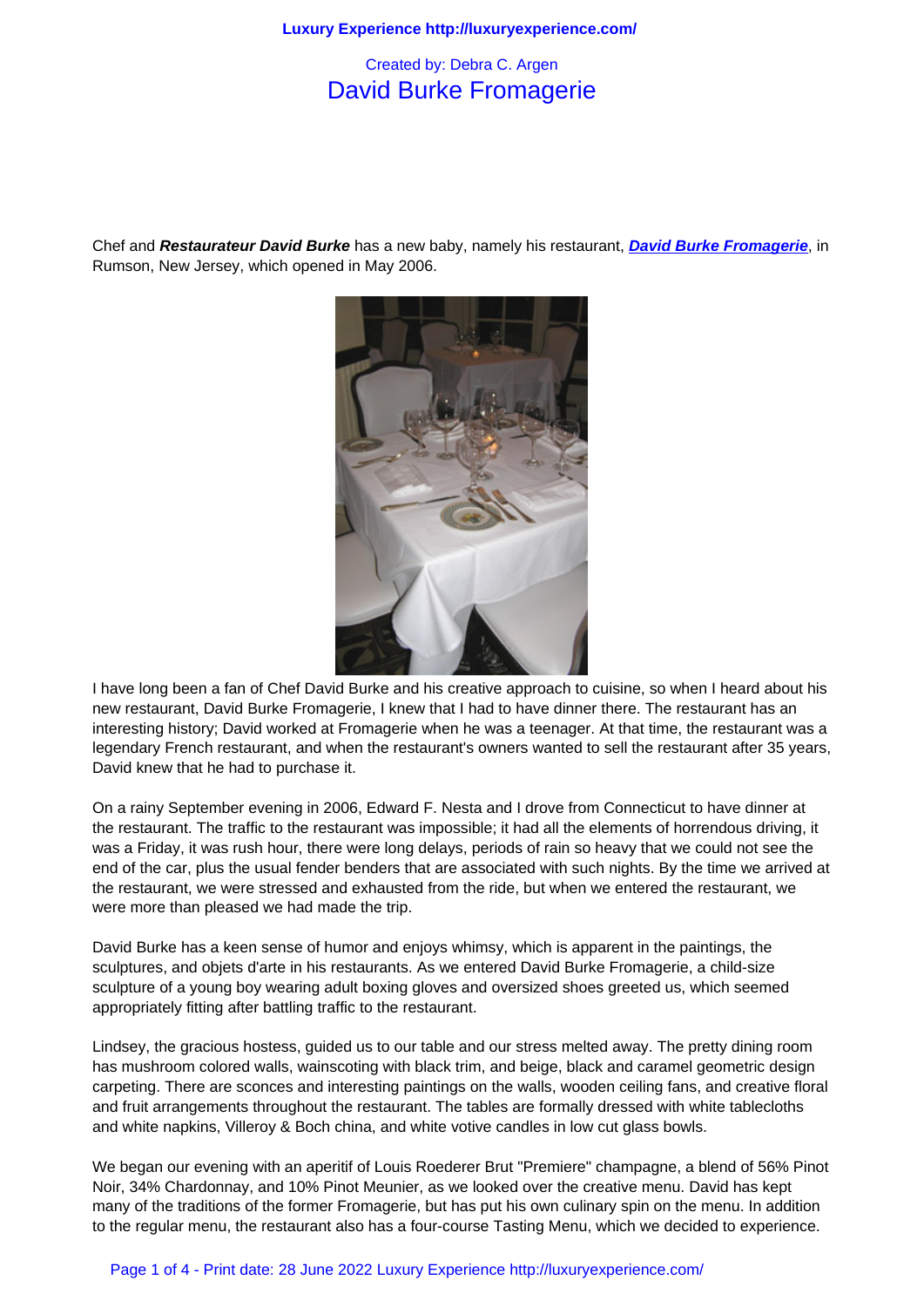Created by: Debra C. Argen

# David Burke Fromagerie

Chef and ***Restaurateur David Burke*** has a new baby, namely his restaurant, ***David Burke Fromagerie***, in Rumson, New Jersey, which opened in May 2006.

I have long been a fan of Chef David Burke and his creative approach to cuisine, so when I heard about his new restaurant, David Burke Fromagerie, I knew that I had to have dinner there. The restaurant has an interesting history; David worked at Fromagerie when he was a teenager. At that time, the restaurant was a legendary French restaurant, and when the restaurant's owners wanted to sell the restaurant after 35 years, David knew that he had to purchase it.

On a rainy September evening in 2006, Edward F. Nesta and I drove from Connecticut to have dinner at the restaurant. The traffic to the restaurant was impossible; it had all the elements of horrendous driving, it was a Friday, it was rush hour, there were long delays, periods of rain so heavy that we could not see the end of the car, plus the usual fender benders that are associated with such nights. By the time we arrived at the restaurant, we were stressed and exhausted from the ride, but when we entered the restaurant, we were more than pleased we had made the trip.

David Burke has a keen sense of humor and enjoys whimsy, which is apparent in the paintings, the sculptures, and objets d'arte in his restaurants. As we entered David Burke Fromagerie, a child-size sculpture of a young boy wearing adult boxing gloves and oversized shoes greeted us, which seemed appropriately fitting after battling traffic to the restaurant.

Lindsey, the gracious hostess, guided us to our table and our stress melted away. The pretty dining room has mushroom colored walls, wainscoting with black trim, and beige, black and caramel geometric design carpeting. There are sconces and interesting paintings on the walls, wooden ceiling fans, and creative floral and fruit arrangements throughout the restaurant. The tables are formally dressed with white tablecloths and white napkins, Villeroy & Boch china, and white votive candles in low cut glass bowls.

We began our evening with an aperitif of Louis Roederer Brut "Premiere" champagne, a blend of 56% Pinot Noir, 34% Chardonnay, and 10% Pinot Meunier, as we looked over the creative menu. David has kept many of the traditions of the former Fromagerie, but has put his own culinary spin on the menu. In addition to the regular menu, the restaurant also has a four-course Tasting Menu, which we decided to experience.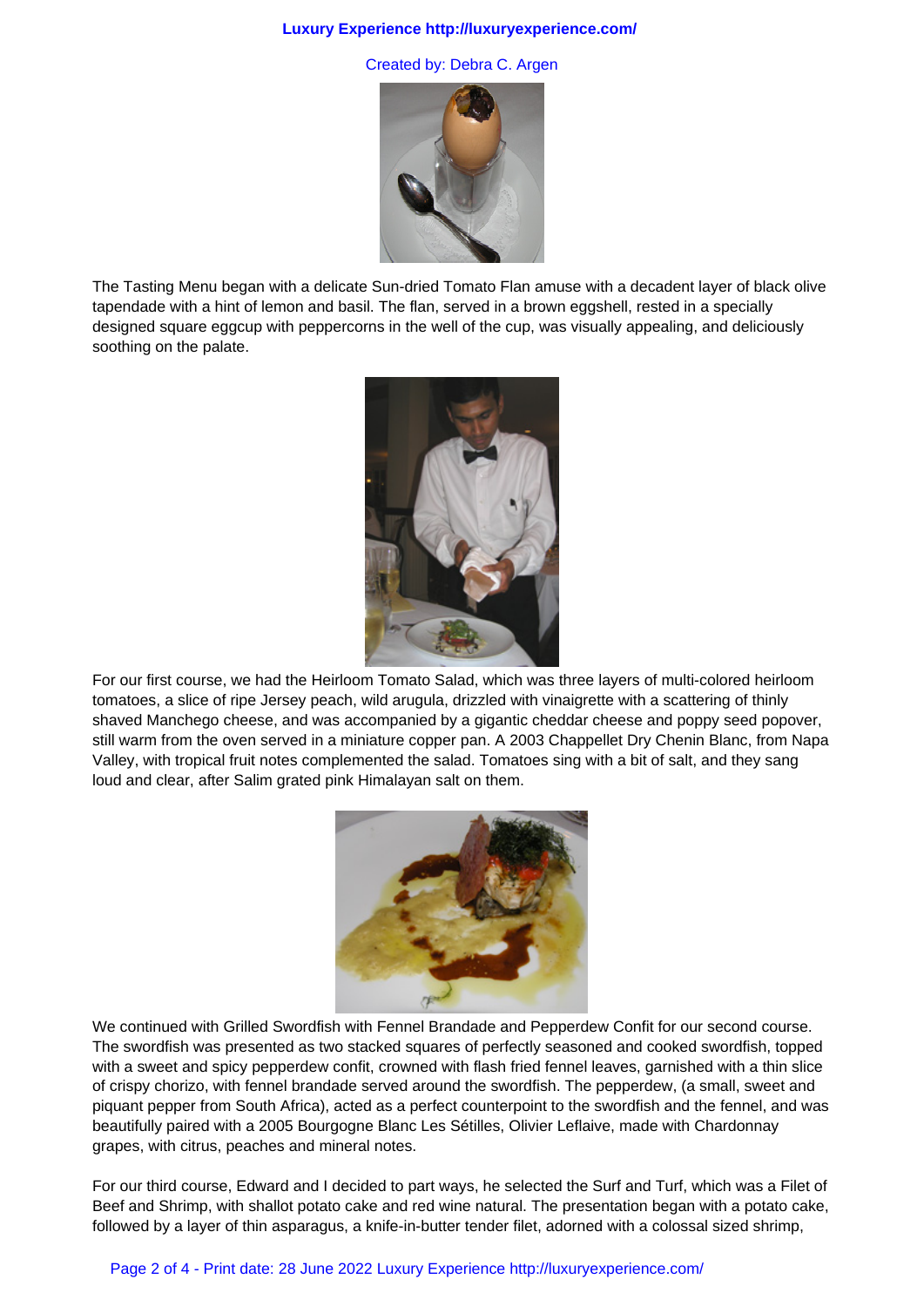The Tasting Menu began with a delicate Sun-dried Tomato Flan amuse with a decadent layer of black olive tapendade with a hint of lemon and basil. The flan, served in a brown eggshell, rested in a specially designed square eggcup with peppercorns in the well of the cup, was visually appealing, and deliciously soothing on the palate.

For our first course, we had the Heirloom Tomato Salad, which was three layers of multi-colored heirloom tomatoes, a slice of ripe Jersey peach, wild arugula, drizzled with vinaigrette with a scattering of thinly shaved Manchego cheese, and was accompanied by a gigantic cheddar cheese and poppy seed popover, still warm from the oven served in a miniature copper pan. A 2003 Chappellet Dry Chenin Blanc, from Napa Valley, with tropical fruit notes complemented the salad. Tomatoes sing with a bit of salt, and they sang loud and clear, after Salim grated pink Himalayan salt on them.

We continued with Grilled Swordfish with Fennel Brandade and Pepperdew Confit for our second course. The swordfish was presented as two stacked squares of perfectly seasoned and cooked swordfish, topped with a sweet and spicy pepperdew confit, crowned with flash fried fennel leaves, garnished with a thin slice of crispy chorizo, with fennel brandade served around the swordfish. The pepperdew, (a small, sweet and piquant pepper from South Africa), acted as a perfect counterpoint to the swordfish and the fennel, and was beautifully paired with a 2005 Bourgogne Blanc Les Sétilles, Olivier Leflaive, made with Chardonnay grapes, with citrus, peaches and mineral notes.

For our third course, Edward and I decided to part ways, he selected the Surf and Turf, which was a Filet of Beef and Shrimp, with shallot potato cake and red wine natural. The presentation began with a potato cake, followed by a layer of thin asparagus, a knife-in-butter tender filet, adorned with a colossal sized shrimp,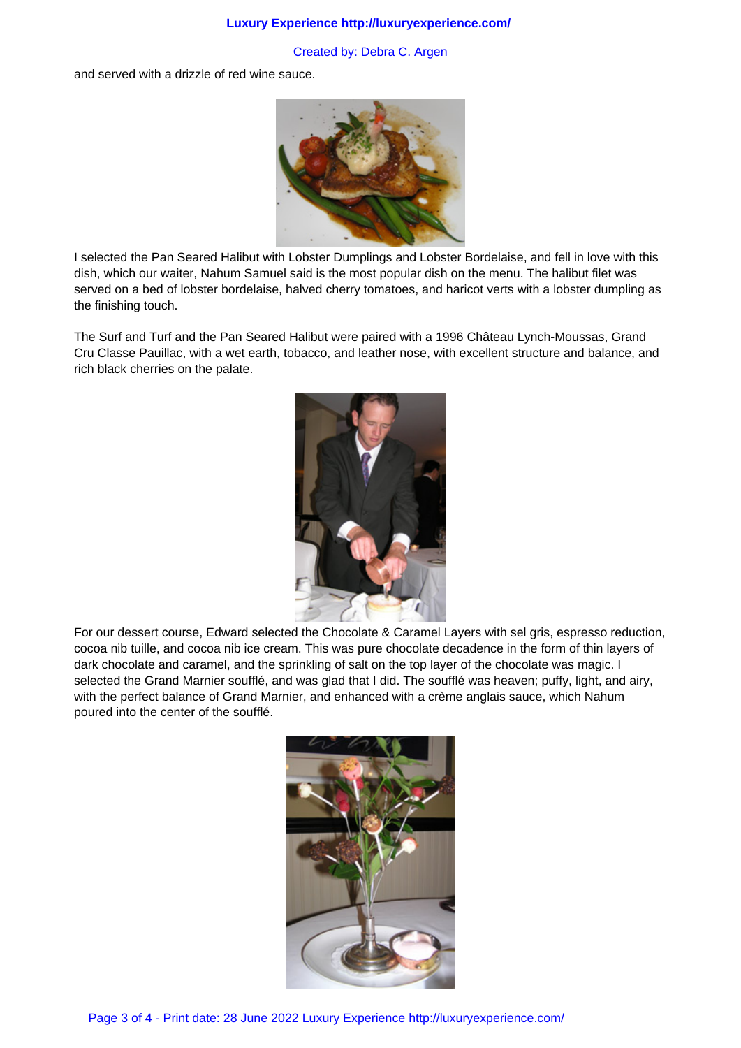and served with a drizzle of red wine sauce.

I selected the Pan Seared Halibut with Lobster Dumplings and Lobster Bordelaise, and fell in love with this dish, which our waiter, Nahum Samuel said is the most popular dish on the menu. The halibut filet was served on a bed of lobster bordelaise, halved cherry tomatoes, and haricot verts with a lobster dumpling as the finishing touch.

The Surf and Turf and the Pan Seared Halibut were paired with a 1996 Château Lynch-Moussas, Grand Cru Classe Pauillac, with a wet earth, tobacco, and leather nose, with excellent structure and balance, and rich black cherries on the palate.

For our dessert course, Edward selected the Chocolate & Caramel Layers with sel gris, espresso reduction, cocoa nib tuille, and cocoa nib ice cream. This was pure chocolate decadence in the form of thin layers of dark chocolate and caramel, and the sprinkling of salt on the top layer of the chocolate was magic. I selected the Grand Marnier soufflé, and was glad that I did. The soufflé was heaven; puffy, light, and airy, with the perfect balance of Grand Marnier, and enhanced with a crème anglais sauce, which Nahum poured into the center of the soufflé.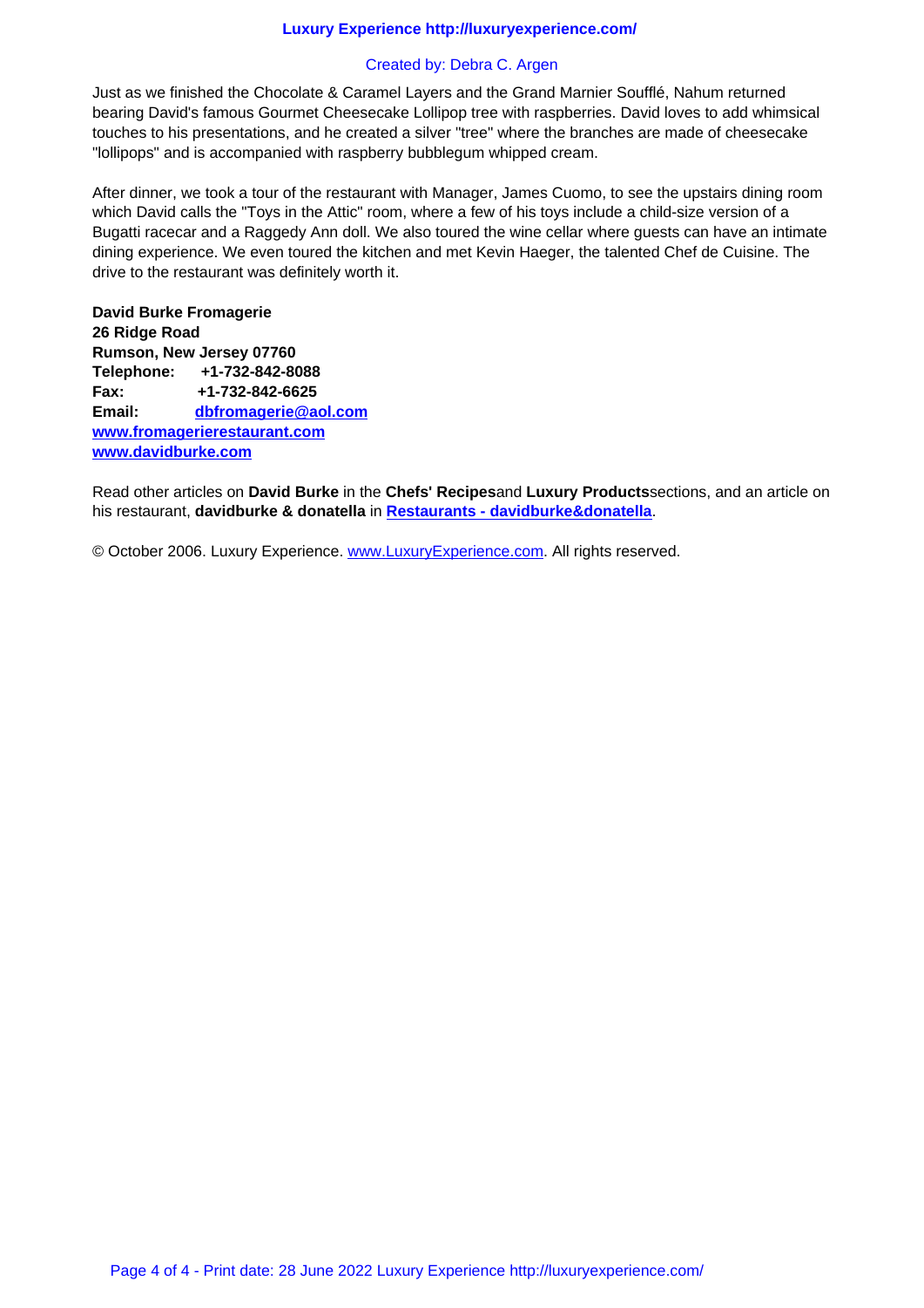Just as we finished the Chocolate & Caramel Layers and the Grand Marnier Soufflé, Nahum returned bearing David's famous Gourmet Cheesecake Lollipop tree with raspberries. David loves to add whimsical touches to his presentations, and he created a silver "tree" where the branches are made of cheesecake "lollipops" and is accompanied with raspberry bubblegum whipped cream.

After dinner, we took a tour of the restaurant with Manager, James Cuomo, to see the upstairs dining room which David calls the "Toys in the Attic" room, where a few of his toys include a child-size version of a Bugatti racecar and a Raggedy Ann doll. We also toured the wine cellar where guests can have an intimate dining experience. We even toured the kitchen and met Kevin Haeger, the talented Chef de Cuisine. The drive to the restaurant was definitely worth it.

**David Burke Fromagerie**
**26 Ridge Road**
**Rumson, New Jersey 07760**
**Telephone: +1-732-842-8088**
**Fax: +1-732-842-6625**
**Email: dbfromagerie@aol.com**
**www.fromagerierestaurant.com**
**www.davidburke.com**

Read other articles on **David Burke** in the **Chefs' Recipes** and **Luxury Products** sections, and an article on his restaurant, **davidburke & donatella** in **Restaurants - davidburke&donatella**.

© October 2006. Luxury Experience. www.LuxuryExperience.com. All rights reserved.